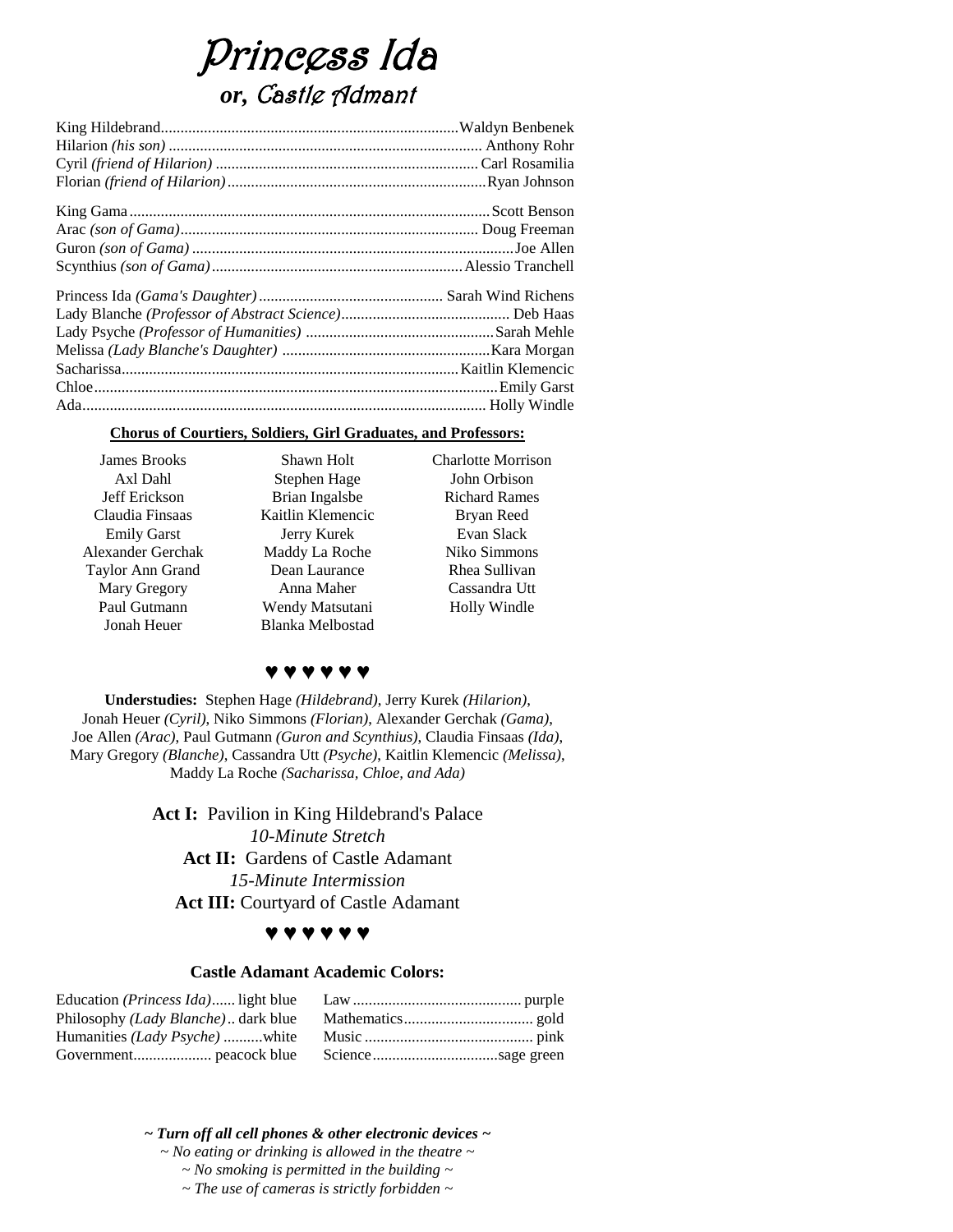# Princess Ida
## or, Castle Admant

| | |
|---|---|
| King Hildebrand | Waldyn Benbenek |
| Hilarion *(his son)* | Anthony Rohr |
| Cyril *(friend of Hilarion)* | Carl Rosamilia |
| Florian *(friend of Hilarion)* | Ryan Johnson |
| King Gama | Scott Benson |
| Arac *(son of Gama)* | Doug Freeman |
| Guron *(son of Gama)* | Joe Allen |
| Scynthius *(son of Gama)* | Alessio Tranchell |
| Princess Ida *(Gama's Daughter)* | Sarah Wind Richens |
| Lady Blanche *(Professor of Abstract Science)* | Deb Haas |
| Lady Psyche *(Professor of Humanities)* | Sarah Mehle |
| Melissa *(Lady Blanche's Daughter)* | Kara Morgan |
| Sacharissa | Kaitlin Klemencic |
| Chloe | Emily Garst |
| Ada | Holly Windle |

**Chorus of Courtiers, Soldiers, Girl Graduates, and Professors:**

James Brooks
Axl Dahl
Jeff Erickson
Claudia Finsaas
Emily Garst
Alexander Gerchak
Taylor Ann Grand
Mary Gregory
Paul Gutmann
Jonah Heuer
Shawn Holt
Stephen Hage
Brian Ingalsbe
Kaitlin Klemencic
Jerry Kurek
Maddy La Roche
Dean Laurance
Anna Maher
Wendy Matsutani
Blanka Melbostad
Charlotte Morrison
John Orbison
Richard Rames
Bryan Reed
Evan Slack
Niko Simmons
Rhea Sullivan
Cassandra Utt
Holly Windle

♥ ♥ ♥ ♥ ♥ ♥

**Understudies:** Stephen Hage *(Hildebrand)*, Jerry Kurek *(Hilarion)*, Jonah Heuer *(Cyril)*, Niko Simmons *(Florian)*, Alexander Gerchak *(Gama)*, Joe Allen *(Arac)*, Paul Gutmann *(Guron and Scynthius)*, Claudia Finsaas *(Ida)*, Mary Gregory *(Blanche)*, Cassandra Utt *(Psyche)*, Kaitlin Klemencic *(Melissa)*, Maddy La Roche *(Sacharissa, Chloe, and Ada)*

**Act I:** Pavilion in King Hildebrand's Palace
*10-Minute Stretch*
**Act II:** Gardens of Castle Adamant
*15-Minute Intermission*
**Act III:** Courtyard of Castle Adamant

♥ ♥ ♥ ♥ ♥ ♥

**Castle Adamant Academic Colors:**

| | | | |
|---|---|---|---|
| Education *(Princess Ida)* | light blue | Law | purple |
| Philosophy *(Lady Blanche)* | dark blue | Mathematics | gold |
| Humanities *(Lady Psyche)* | white | Music | pink |
| Government | peacock blue | Science | sage green |

***~ Turn off all cell phones & other electronic devices ~***
*~ No eating or drinking is allowed in the theatre ~*
*~ No smoking is permitted in the building ~*
*~ The use of cameras is strictly forbidden ~*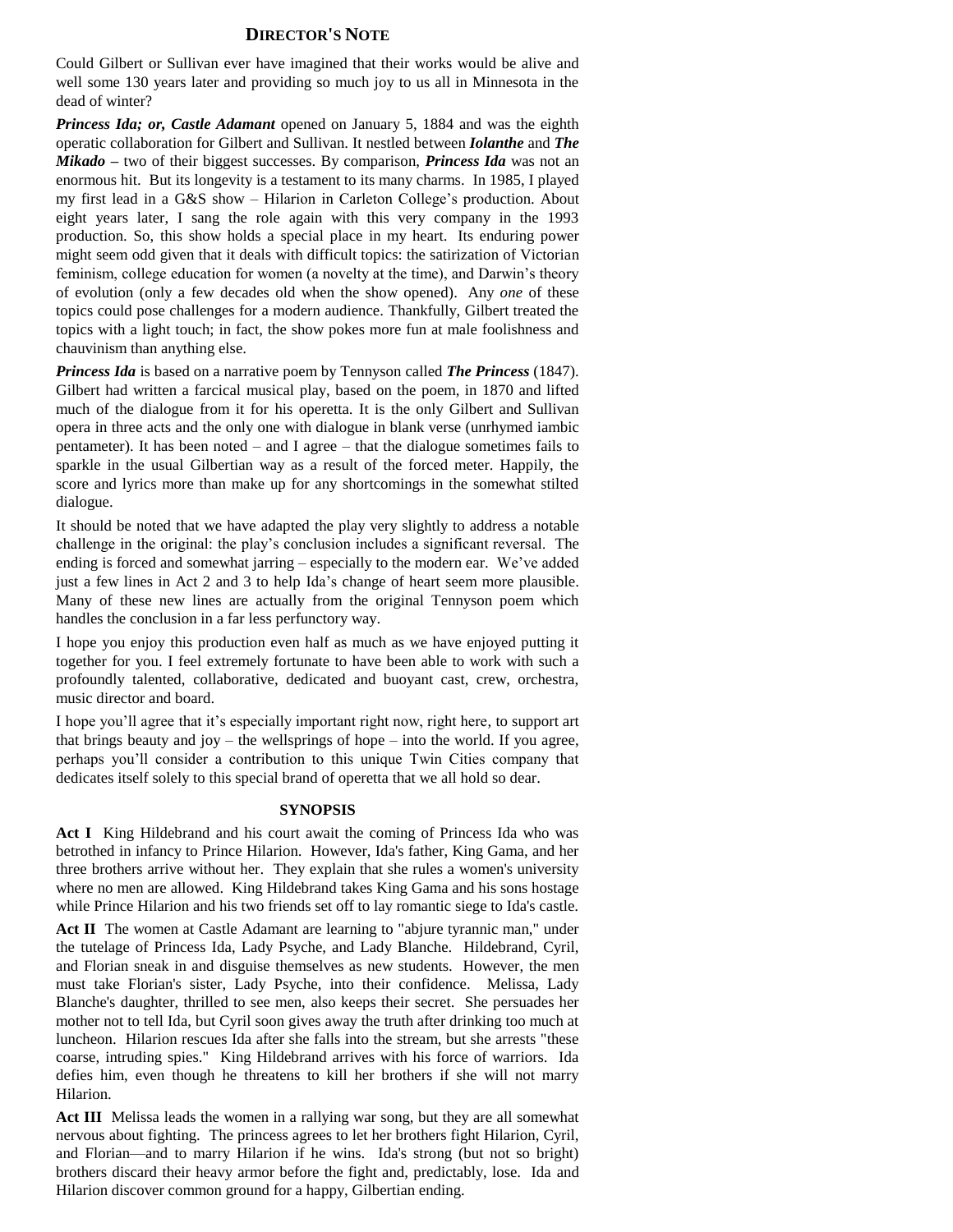## Director's Note

Could Gilbert or Sullivan ever have imagined that their works would be alive and well some 130 years later and providing so much joy to us all in Minnesota in the dead of winter?

***Princess Ida; or, Castle Adamant*** opened on January 5, 1884 and was the eighth operatic collaboration for Gilbert and Sullivan. It nestled between ***Iolanthe*** and ***The Mikado*** **–** two of their biggest successes. By comparison, ***Princess Ida*** was not an enormous hit. But its longevity is a testament to its many charms. In 1985, I played my first lead in a G&S show – Hilarion in Carleton College's production. About eight years later, I sang the role again with this very company in the 1993 production. So, this show holds a special place in my heart. Its enduring power might seem odd given that it deals with difficult topics: the satirization of Victorian feminism, college education for women (a novelty at the time), and Darwin's theory of evolution (only a few decades old when the show opened). Any *one* of these topics could pose challenges for a modern audience. Thankfully, Gilbert treated the topics with a light touch; in fact, the show pokes more fun at male foolishness and chauvinism than anything else.

***Princess Ida*** is based on a narrative poem by Tennyson called ***The Princess*** (1847). Gilbert had written a farcical musical play, based on the poem, in 1870 and lifted much of the dialogue from it for his operetta. It is the only Gilbert and Sullivan opera in three acts and the only one with dialogue in blank verse (unrhymed iambic pentameter). It has been noted – and I agree – that the dialogue sometimes fails to sparkle in the usual Gilbertian way as a result of the forced meter. Happily, the score and lyrics more than make up for any shortcomings in the somewhat stilted dialogue.

It should be noted that we have adapted the play very slightly to address a notable challenge in the original: the play's conclusion includes a significant reversal. The ending is forced and somewhat jarring – especially to the modern ear. We've added just a few lines in Act 2 and 3 to help Ida's change of heart seem more plausible. Many of these new lines are actually from the original Tennyson poem which handles the conclusion in a far less perfunctory way.

I hope you enjoy this production even half as much as we have enjoyed putting it together for you. I feel extremely fortunate to have been able to work with such a profoundly talented, collaborative, dedicated and buoyant cast, crew, orchestra, music director and board.

I hope you'll agree that it's especially important right now, right here, to support art that brings beauty and joy – the wellsprings of hope – into the world. If you agree, perhaps you'll consider a contribution to this unique Twin Cities company that dedicates itself solely to this special brand of operetta that we all hold so dear.

## Synopsis

**Act I** King Hildebrand and his court await the coming of Princess Ida who was betrothed in infancy to Prince Hilarion. However, Ida's father, King Gama, and her three brothers arrive without her. They explain that she rules a women's university where no men are allowed. King Hildebrand takes King Gama and his sons hostage while Prince Hilarion and his two friends set off to lay romantic siege to Ida's castle.

**Act II** The women at Castle Adamant are learning to "abjure tyrannic man," under the tutelage of Princess Ida, Lady Psyche, and Lady Blanche. Hildebrand, Cyril, and Florian sneak in and disguise themselves as new students. However, the men must take Florian's sister, Lady Psyche, into their confidence. Melissa, Lady Blanche's daughter, thrilled to see men, also keeps their secret. She persuades her mother not to tell Ida, but Cyril soon gives away the truth after drinking too much at luncheon. Hilarion rescues Ida after she falls into the stream, but she arrests "these coarse, intruding spies." King Hildebrand arrives with his force of warriors. Ida defies him, even though he threatens to kill her brothers if she will not marry Hilarion.

**Act III** Melissa leads the women in a rallying war song, but they are all somewhat nervous about fighting. The princess agrees to let her brothers fight Hilarion, Cyril, and Florian—and to marry Hilarion if he wins. Ida's strong (but not so bright) brothers discard their heavy armor before the fight and, predictably, lose. Ida and Hilarion discover common ground for a happy, Gilbertian ending.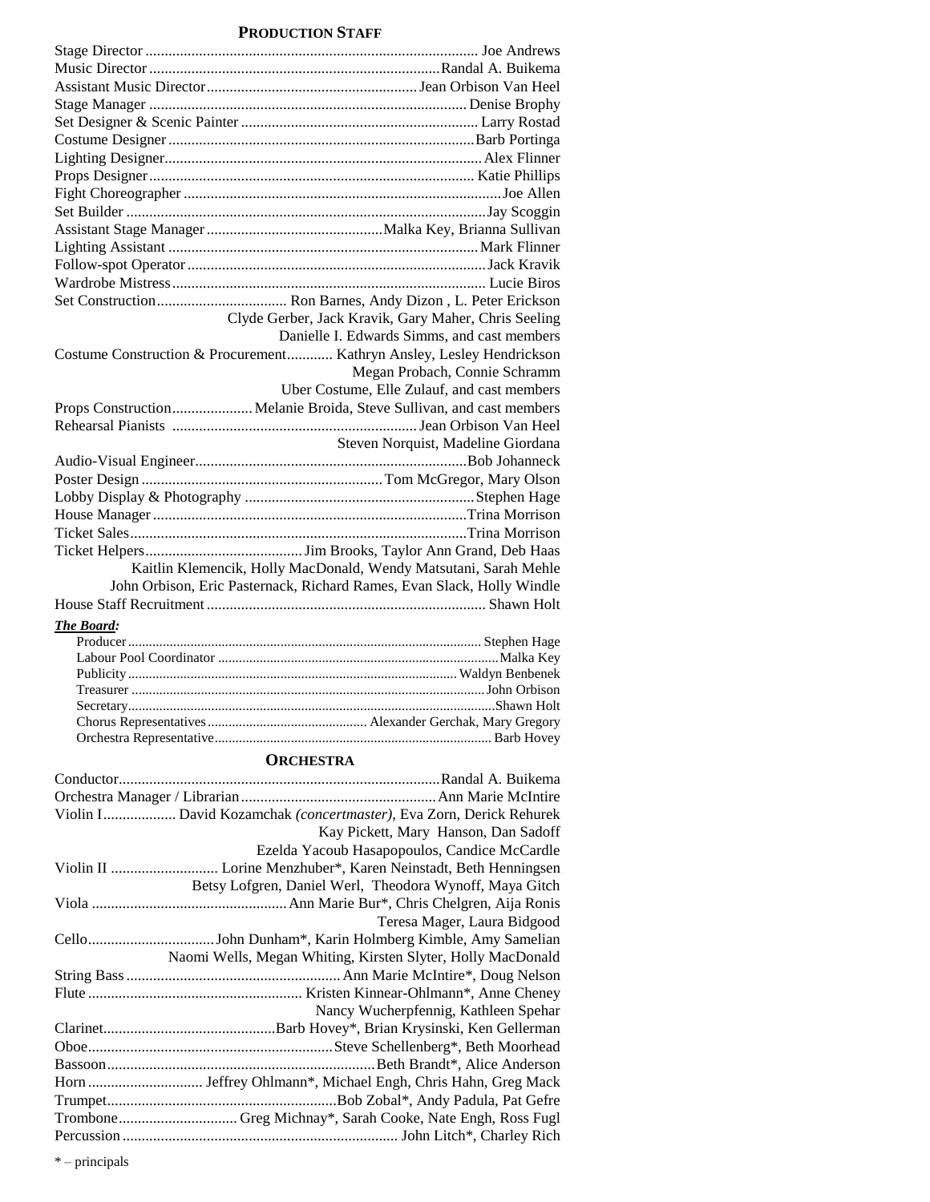## PRODUCTION STAFF

| Role | Name |
| --- | --- |
| Stage Director | Joe Andrews |
| Music Director | Randal A. Buikema |
| Assistant Music Director | Jean Orbison Van Heel |
| Stage Manager | Denise Brophy |
| Set Designer & Scenic Painter | Larry Rostad |
| Costume Designer | Barb Portinga |
| Lighting Designer | Alex Flinner |
| Props Designer | Katie Phillips |
| Fight Choreographer | Joe Allen |
| Set Builder | Jay Scoggin |
| Assistant Stage Manager | Malka Key, Brianna Sullivan |
| Lighting Assistant | Mark Flinner |
| Follow-spot Operator | Jack Kravik |
| Wardrobe Mistress | Lucie Biros |
| Set Construction | Ron Barnes, Andy Dizon , L. Peter Erickson, Clyde Gerber, Jack Kravik, Gary Maher, Chris Seeling, Danielle I. Edwards Simms, and cast members |
| Costume Construction & Procurement | Kathryn Ansley, Lesley Hendrickson, Megan Probach, Connie Schramm, Uber Costume, Elle Zulauf, and cast members |
| Props Construction | Melanie Broida, Steve Sullivan, and cast members |
| Rehearsal Pianists | Jean Orbison Van Heel, Steven Norquist, Madeline Giordana |
| Audio-Visual Engineer | Bob Johanneck |
| Poster Design | Tom McGregor, Mary Olson |
| Lobby Display & Photography | Stephen Hage |
| House Manager | Trina Morrison |
| Ticket Sales | Trina Morrison |
| Ticket Helpers | Jim Brooks, Taylor Ann Grand, Deb Haas, Kaitlin Klemencik, Holly MacDonald, Wendy Matsutani, Sarah Mehle, John Orbison, Eric Pasternack, Richard Rames, Evan Slack, Holly Windle |
| House Staff Recruitment | Shawn Holt |

***The Board:***

| Role | Name |
| --- | --- |
| Producer | Stephen Hage |
| Labour Pool Coordinator | Malka Key |
| Publicity | Waldyn Benbenek |
| Treasurer | John Orbison |
| Secretary | Shawn Holt |
| Chorus Representatives | Alexander Gerchak, Mary Gregory |
| Orchestra Representative | Barb Hovey |

## ORCHESTRA

| Role | Name |
| --- | --- |
| Conductor | Randal A. Buikema |
| Orchestra Manager / Librarian | Ann Marie McIntire |
| Violin I | David Kozamchak *(concertmaster)*, Eva Zorn, Derick Rehurek, Kay Pickett, Mary Hanson, Dan Sadoff, Ezelda Yacoub Hasapopoulos, Candice McCardle |
| Violin II | Lorine Menzhuber*, Karen Neinstadt, Beth Henningsen, Betsy Lofgren, Daniel Werl, Theodora Wynoff, Maya Gitch |
| Viola | Ann Marie Bur*, Chris Chelgren, Aija Ronis, Teresa Mager, Laura Bidgood |
| Cello | John Dunham*, Karin Holmberg Kimble, Amy Samelian, Naomi Wells, Megan Whiting, Kirsten Slyter, Holly MacDonald |
| String Bass | Ann Marie McIntire*, Doug Nelson |
| Flute | Kristen Kinnear-Ohlmann*, Anne Cheney, Nancy Wucherpfennig, Kathleen Spehar |
| Clarinet | Barb Hovey*, Brian Krysinski, Ken Gellerman |
| Oboe | Steve Schellenberg*, Beth Moorhead |
| Bassoon | Beth Brandt*, Alice Anderson |
| Horn | Jeffrey Ohlmann*, Michael Engh, Chris Hahn, Greg Mack |
| Trumpet | Bob Zobal*, Andy Padula, Pat Gefre |
| Trombone | Greg Michnay*, Sarah Cooke, Nate Engh, Ross Fugl |
| Percussion | John Litch*, Charley Rich |

* – principals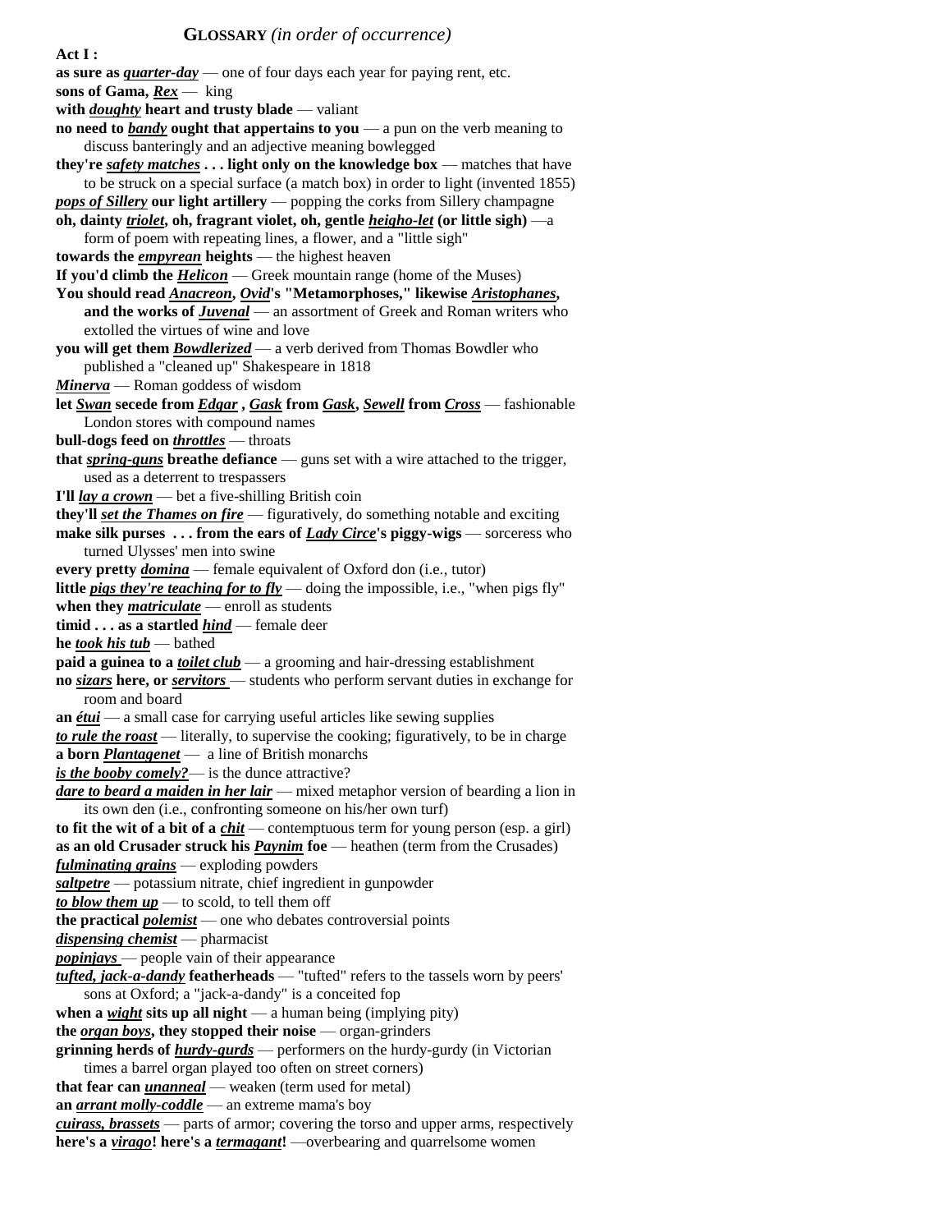## GLOSSARY *(in order of occurrence)*

**Act I :**

**as sure as *quarter-day*** — one of four days each year for paying rent, etc.

**sons of Gama, *Rex*** — king

**with *doughty* heart and trusty blade** — valiant

**no need to *bandy* ought that appertains to you** — a pun on the verb meaning to discuss banteringly and an adjective meaning bowlegged

**they're *safety matches* . . . light only on the knowledge box** — matches that have to be struck on a special surface (a match box) in order to light (invented 1855)

***pops of Sillery* our light artillery** — popping the corks from Sillery champagne

**oh, dainty *triolet*, oh, fragrant violet, oh, gentle *heigho-let* (or little sigh)** —a form of poem with repeating lines, a flower, and a "little sigh"

**towards the *empyrean* heights** — the highest heaven

**If you'd climb the *Helicon*** — Greek mountain range (home of the Muses)

**You should read *Anacreon*, *Ovid*'s "Metamorphoses," likewise *Aristophanes*, and the works of *Juvenal*** — an assortment of Greek and Roman writers who extolled the virtues of wine and love

**you will get them *Bowdlerized*** — a verb derived from Thomas Bowdler who published a "cleaned up" Shakespeare in 1818

***Minerva*** — Roman goddess of wisdom

**let *Swan* secede from *Edgar* , *Gask* from *Gask*, *Sewell* from *Cross*** — fashionable London stores with compound names

**bull-dogs feed on *throttles*** — throats

**that *spring-guns* breathe defiance** — guns set with a wire attached to the trigger, used as a deterrent to trespassers

**I'll *lay a crown*** — bet a five-shilling British coin

**they'll *set the Thames on fire*** — figuratively, do something notable and exciting

**make silk purses . . . from the ears of *Lady Circe*'s piggy-wigs** — sorceress who turned Ulysses' men into swine

**every pretty *domina*** — female equivalent of Oxford don (i.e., tutor)

**little *pigs they're teaching for to fly*** — doing the impossible, i.e., "when pigs fly"

**when they *matriculate*** — enroll as students

**timid . . . as a startled *hind*** — female deer

**he *took his tub*** — bathed

**paid a guinea to a *toilet club*** — a grooming and hair-dressing establishment

**no *sizars* here, or *servitors*** — students who perform servant duties in exchange for room and board

**an *étui*** — a small case for carrying useful articles like sewing supplies

***to rule the roast*** — literally, to supervise the cooking; figuratively, to be in charge

**a born *Plantagenet*** — a line of British monarchs

***is the booby comely?*** — is the dunce attractive?

***dare to beard a maiden in her lair*** — mixed metaphor version of bearding a lion in its own den (i.e., confronting someone on his/her own turf)

**to fit the wit of a bit of a *chit*** — contemptuous term for young person (esp. a girl)

**as an old Crusader struck his *Paynim* foe** — heathen (term from the Crusades)

***fulminating grains*** — exploding powders

***saltpetre*** — potassium nitrate, chief ingredient in gunpowder

***to blow them up*** — to scold, to tell them off

**the practical *polemist*** — one who debates controversial points

***dispensing chemist*** — pharmacist

***popinjays*** — people vain of their appearance

***tufted, jack-a-dandy* featherheads** — "tufted" refers to the tassels worn by peers' sons at Oxford; a "jack-a-dandy" is a conceited fop

**when a *wight* sits up all night** — a human being (implying pity)

**the *organ boys*, they stopped their noise** — organ-grinders

**grinning herds of *hurdy-gurds*** — performers on the hurdy-gurdy (in Victorian times a barrel organ played too often on street corners)

**that fear can *unanneal*** — weaken (term used for metal)

**an *arrant molly-coddle*** — an extreme mama's boy

***cuirass, brassets*** — parts of armor; covering the torso and upper arms, respectively

**here's a *virago*! here's a *termagant*!** —overbearing and quarrelsome women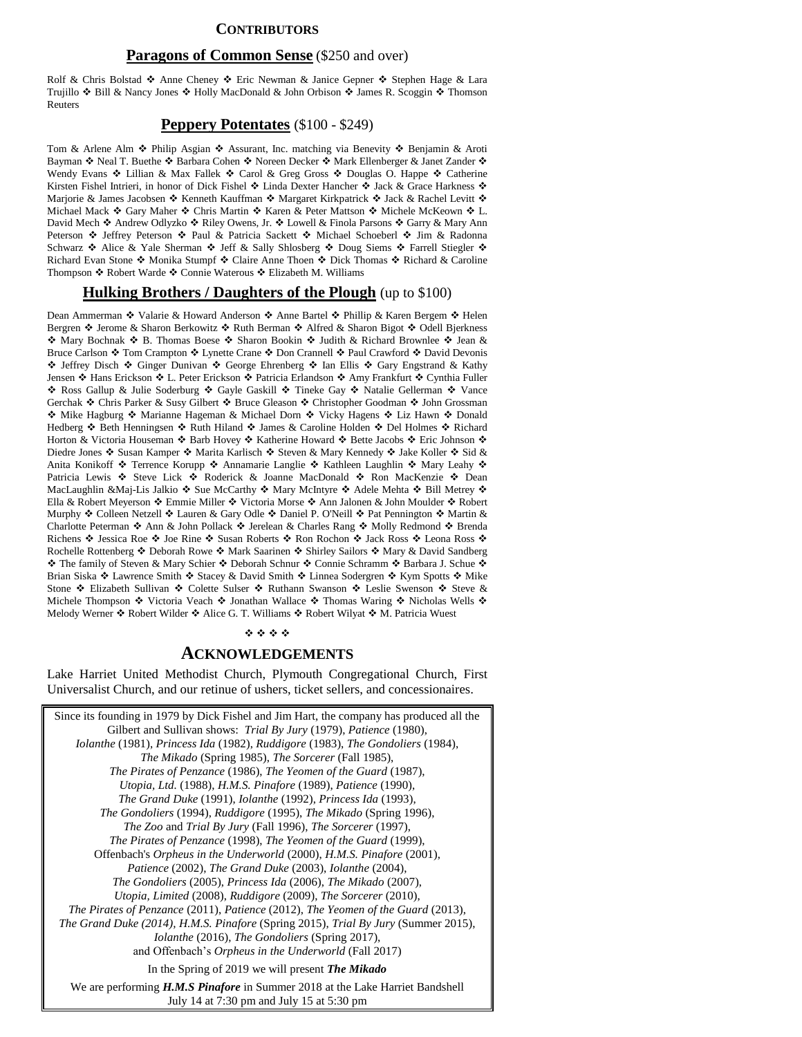## CONTRIBUTORS

### **Paragons of Common Sense** ($250 and over)

Rolf & Chris Bolstad ❖ Anne Cheney ❖ Eric Newman & Janice Gepner ❖ Stephen Hage & Lara Trujillo ❖ Bill & Nancy Jones ❖ Holly MacDonald & John Orbison ❖ James R. Scoggin ❖ Thomson Reuters

### **Peppery Potentates** ($100 - $249)

Tom & Arlene Alm ❖ Philip Asgian ❖ Assurant, Inc. matching via Benevity ❖ Benjamin & Aroti Bayman ❖ Neal T. Buethe ❖ Barbara Cohen ❖ Noreen Decker ❖ Mark Ellenberger & Janet Zander ❖ Wendy Evans ❖ Lillian & Max Fallek ❖ Carol & Greg Gross ❖ Douglas O. Happe ❖ Catherine Kirsten Fishel Intrieri, in honor of Dick Fishel ❖ Linda Dexter Hancher ❖ Jack & Grace Harkness ❖ Marjorie & James Jacobsen ❖ Kenneth Kauffman ❖ Margaret Kirkpatrick ❖ Jack & Rachel Levitt ❖ Michael Mack ❖ Gary Maher ❖ Chris Martin ❖ Karen & Peter Mattson ❖ Michele McKeown ❖ L. David Mech ❖ Andrew Odlyzko ❖ Riley Owens, Jr. ❖ Lowell & Finola Parsons ❖ Garry & Mary Ann Peterson ❖ Jeffrey Peterson ❖ Paul & Patricia Sackett ❖ Michael Schoeberl ❖ Jim & Radonna Schwarz ❖ Alice & Yale Sherman ❖ Jeff & Sally Shlosberg ❖ Doug Siems ❖ Farrell Stiegler ❖ Richard Evan Stone ❖ Monika Stumpf ❖ Claire Anne Thoen ❖ Dick Thomas ❖ Richard & Caroline Thompson ❖ Robert Warde ❖ Connie Waterous ❖ Elizabeth M. Williams

### **Hulking Brothers / Daughters of the Plough** (up to $100)

Dean Ammerman ❖ Valarie & Howard Anderson ❖ Anne Bartel ❖ Phillip & Karen Bergem ❖ Helen Bergren ❖ Jerome & Sharon Berkowitz ❖ Ruth Berman ❖ Alfred & Sharon Bigot ❖ Odell Bjerkness ❖ Mary Bochnak ❖ B. Thomas Boese ❖ Sharon Bookin ❖ Judith & Richard Brownlee ❖ Jean & Bruce Carlson ❖ Tom Crampton ❖ Lynette Crane ❖ Don Crannell ❖ Paul Crawford ❖ David Devonis ❖ Jeffrey Disch ❖ Ginger Dunivan ❖ George Ehrenberg ❖ Ian Ellis ❖ Gary Engstrand & Kathy Jensen ❖ Hans Erickson ❖ L. Peter Erickson ❖ Patricia Erlandson ❖ Amy Frankfurt ❖ Cynthia Fuller ❖ Ross Gallup & Julie Soderburg ❖ Gayle Gaskill ❖ Tineke Gay ❖ Natalie Gellerman ❖ Vance Gerchak ❖ Chris Parker & Susy Gilbert ❖ Bruce Gleason ❖ Christopher Goodman ❖ John Grossman ❖ Mike Hagburg ❖ Marianne Hageman & Michael Dorn ❖ Vicky Hagens ❖ Liz Hawn ❖ Donald Hedberg ❖ Beth Henningsen ❖ Ruth Hiland ❖ James & Caroline Holden ❖ Del Holmes ❖ Richard Horton & Victoria Houseman ❖ Barb Hovey ❖ Katherine Howard ❖ Bette Jacobs ❖ Eric Johnson ❖ Diedre Jones ❖ Susan Kamper ❖ Marita Karlisch ❖ Steven & Mary Kennedy ❖ Jake Koller ❖ Sid & Anita Konikoff ❖ Terrence Korupp ❖ Annamarie Langlie ❖ Kathleen Laughlin ❖ Mary Leahy ❖ Patricia Lewis ❖ Steve Lick ❖ Roderick & Joanne MacDonald ❖ Ron MacKenzie ❖ Dean MacLaughlin &Maj-Lis Jalkio ❖ Sue McCarthy ❖ Mary McIntyre ❖ Adele Mehta ❖ Bill Metrey ❖ Ella & Robert Meyerson ❖ Emmie Miller ❖ Victoria Morse ❖ Ann Jalonen & John Moulder ❖ Robert Murphy ❖ Colleen Netzell ❖ Lauren & Gary Odle ❖ Daniel P. O'Neill ❖ Pat Pennington ❖ Martin & Charlotte Peterman ❖ Ann & John Pollack ❖ Jerelean & Charles Rang ❖ Molly Redmond ❖ Brenda Richens ❖ Jessica Roe ❖ Joe Rine ❖ Susan Roberts ❖ Ron Rochon ❖ Jack Ross ❖ Leona Ross ❖ Rochelle Rottenberg ❖ Deborah Rowe ❖ Mark Saarinen ❖ Shirley Sailors ❖ Mary & David Sandberg ❖ The family of Steven & Mary Schier ❖ Deborah Schnur ❖ Connie Schramm ❖ Barbara J. Schue ❖ Brian Siska ❖ Lawrence Smith ❖ Stacey & David Smith ❖ Linnea Sodergren ❖ Kym Spotts ❖ Mike Stone ❖ Elizabeth Sullivan ❖ Colette Sulser ❖ Ruthann Swanson ❖ Leslie Swenson ❖ Steve & Michele Thompson ❖ Victoria Veach ❖ Jonathan Wallace ❖ Thomas Waring ❖ Nicholas Wells ❖ Melody Werner ❖ Robert Wilder ❖ Alice G. T. Williams ❖ Robert Wilyat ❖ M. Patricia Wuest

❖ ❖ ❖ ❖

## ACKNOWLEDGEMENTS

Lake Harriet United Methodist Church, Plymouth Congregational Church, First Universalist Church, and our retinue of ushers, ticket sellers, and concessionaires.

Since its founding in 1979 by Dick Fishel and Jim Hart, the company has produced all the Gilbert and Sullivan shows: *Trial By Jury* (1979), *Patience* (1980), *Iolanthe* (1981), *Princess Ida* (1982), *Ruddigore* (1983), *The Gondoliers* (1984), *The Mikado* (Spring 1985), *The Sorcerer* (Fall 1985), *The Pirates of Penzance* (1986), *The Yeomen of the Guard* (1987), *Utopia, Ltd.* (1988), *H.M.S. Pinafore* (1989), *Patience* (1990), *The Grand Duke* (1991), *Iolanthe* (1992), *Princess Ida* (1993), *The Gondoliers* (1994), *Ruddigore* (1995), *The Mikado* (Spring 1996), *The Zoo* and *Trial By Jury* (Fall 1996), *The Sorcerer* (1997), *The Pirates of Penzance* (1998), *The Yeomen of the Guard* (1999), Offenbach's *Orpheus in the Underworld* (2000), *H.M.S. Pinafore* (2001), *Patience* (2002), *The Grand Duke* (2003), *Iolanthe* (2004), *The Gondoliers* (2005), *Princess Ida* (2006), *The Mikado* (2007), *Utopia, Limited* (2008), *Ruddigore* (2009), *The Sorcerer* (2010), *The Pirates of Penzance* (2011), *Patience* (2012), *The Yeomen of the Guard* (2013), *The Grand Duke (2014)*, *H.M.S. Pinafore* (Spring 2015), *Trial By Jury* (Summer 2015), *Iolanthe* (2016), *The Gondoliers* (Spring 2017), and Offenbach's *Orpheus in the Underworld* (Fall 2017)

In the Spring of 2019 we will present ***The Mikado***

We are performing ***H.M.S Pinafore*** in Summer 2018 at the Lake Harriet Bandshell July 14 at 7:30 pm and July 15 at 5:30 pm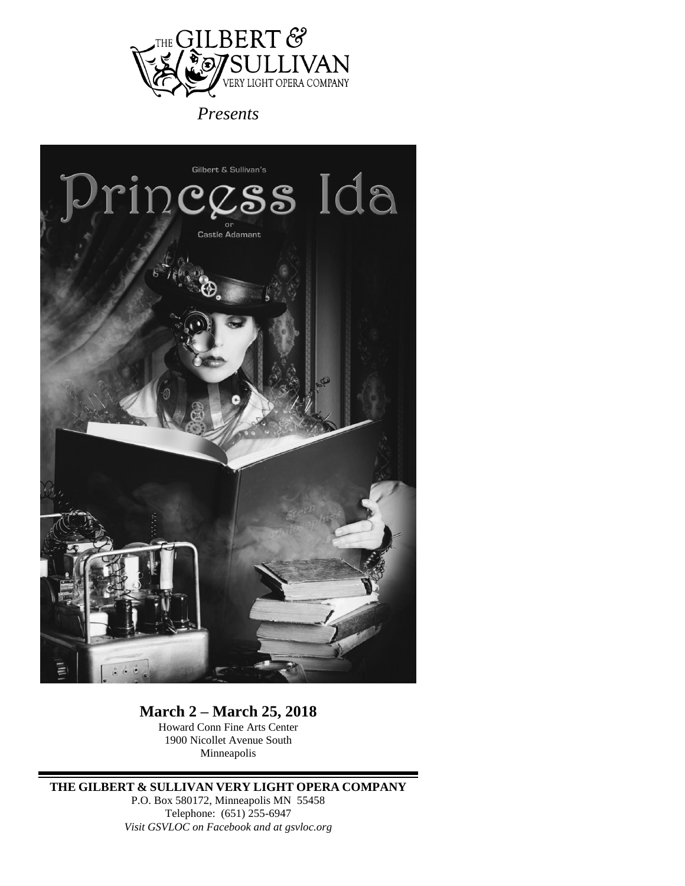THE GILBERT & SULLIVAN VERY LIGHT OPERA COMPANY

*Presents*

Gilbert & Sullivan's

# Princess Ida

or

Castle Adamant

**March 2 – March 25, 2018**

Howard Conn Fine Arts Center
1900 Nicollet Avenue South
Minneapolis

---

**THE GILBERT & SULLIVAN VERY LIGHT OPERA COMPANY**

P.O. Box 580172, Minneapolis MN 55458
Telephone: (651) 255-6947
*Visit GSVLOC on Facebook and at gsvloc.org*